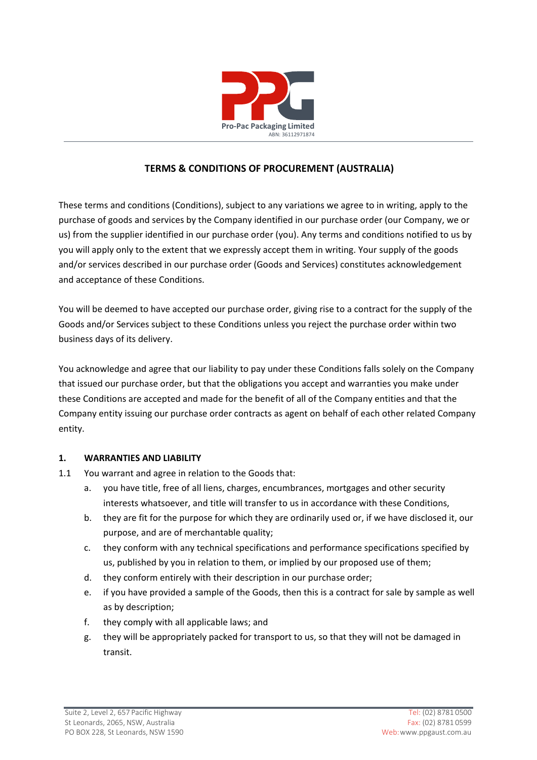Pro-Pac Packaging Limited
ABN: 36112971874

## TERMS & CONDITIONS OF PROCUREMENT (AUSTRALIA)

These terms and conditions (Conditions), subject to any variations we agree to in writing, apply to the purchase of goods and services by the Company identified in our purchase order (our Company, we or us) from the supplier identified in our purchase order (you). Any terms and conditions notified to us by you will apply only to the extent that we expressly accept them in writing. Your supply of the goods and/or services described in our purchase order (Goods and Services) constitutes acknowledgement and acceptance of these Conditions.

You will be deemed to have accepted our purchase order, giving rise to a contract for the supply of the Goods and/or Services subject to these Conditions unless you reject the purchase order within two business days of its delivery.

You acknowledge and agree that our liability to pay under these Conditions falls solely on the Company that issued our purchase order, but that the obligations you accept and warranties you make under these Conditions are accepted and made for the benefit of all of the Company entities and that the Company entity issuing our purchase order contracts as agent on behalf of each other related Company entity.

### 1. WARRANTIES AND LIABILITY

1.1 You warrant and agree in relation to the Goods that:

a. you have title, free of all liens, charges, encumbrances, mortgages and other security interests whatsoever, and title will transfer to us in accordance with these Conditions,

b. they are fit for the purpose for which they are ordinarily used or, if we have disclosed it, our purpose, and are of merchantable quality;

c. they conform with any technical specifications and performance specifications specified by us, published by you in relation to them, or implied by our proposed use of them;

d. they conform entirely with their description in our purchase order;

e. if you have provided a sample of the Goods, then this is a contract for sale by sample as well as by description;

f. they comply with all applicable laws; and

g. they will be appropriately packed for transport to us, so that they will not be damaged in transit.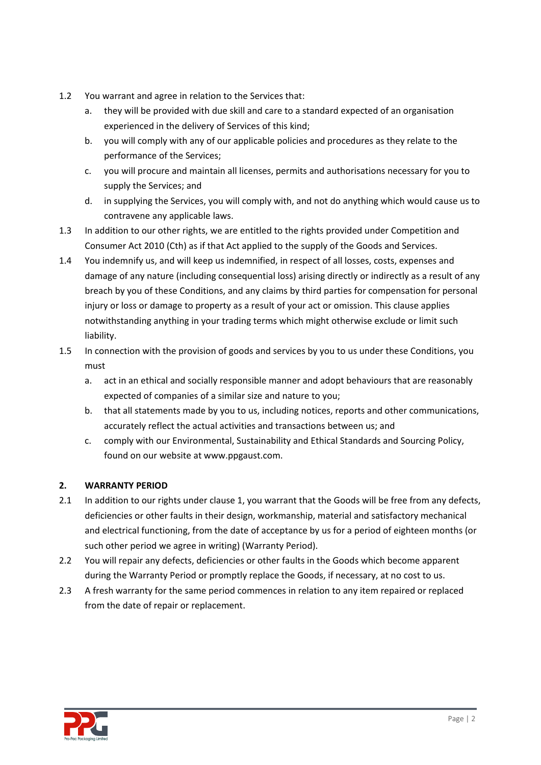1.2 You warrant and agree in relation to the Services that:

   a. they will be provided with due skill and care to a standard expected of an organisation experienced in the delivery of Services of this kind;

   b. you will comply with any of our applicable policies and procedures as they relate to the performance of the Services;

   c. you will procure and maintain all licenses, permits and authorisations necessary for you to supply the Services; and

   d. in supplying the Services, you will comply with, and not do anything which would cause us to contravene any applicable laws.

1.3 In addition to our other rights, we are entitled to the rights provided under Competition and Consumer Act 2010 (Cth) as if that Act applied to the supply of the Goods and Services.

1.4 You indemnify us, and will keep us indemnified, in respect of all losses, costs, expenses and damage of any nature (including consequential loss) arising directly or indirectly as a result of any breach by you of these Conditions, and any claims by third parties for compensation for personal injury or loss or damage to property as a result of your act or omission. This clause applies notwithstanding anything in your trading terms which might otherwise exclude or limit such liability.

1.5 In connection with the provision of goods and services by you to us under these Conditions, you must

   a. act in an ethical and socially responsible manner and adopt behaviours that are reasonably expected of companies of a similar size and nature to you;

   b. that all statements made by you to us, including notices, reports and other communications, accurately reflect the actual activities and transactions between us; and

   c. comply with our Environmental, Sustainability and Ethical Standards and Sourcing Policy, found on our website at www.ppgaust.com.

## 2. WARRANTY PERIOD

2.1 In addition to our rights under clause 1, you warrant that the Goods will be free from any defects, deficiencies or other faults in their design, workmanship, material and satisfactory mechanical and electrical functioning, from the date of acceptance by us for a period of eighteen months (or such other period we agree in writing) (Warranty Period).

2.2 You will repair any defects, deficiencies or other faults in the Goods which become apparent during the Warranty Period or promptly replace the Goods, if necessary, at no cost to us.

2.3 A fresh warranty for the same period commences in relation to any item repaired or replaced from the date of repair or replacement.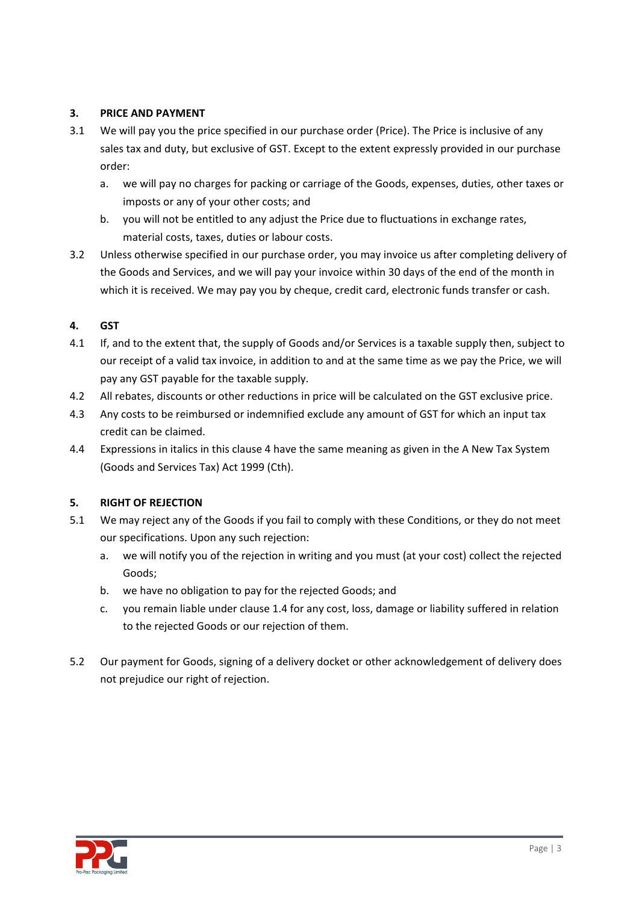## 3. PRICE AND PAYMENT

3.1 We will pay you the price specified in our purchase order (Price). The Price is inclusive of any sales tax and duty, but exclusive of GST. Except to the extent expressly provided in our purchase order:

   a. we will pay no charges for packing or carriage of the Goods, expenses, duties, other taxes or imposts or any of your other costs; and

   b. you will not be entitled to any adjust the Price due to fluctuations in exchange rates, material costs, taxes, duties or labour costs.

3.2 Unless otherwise specified in our purchase order, you may invoice us after completing delivery of the Goods and Services, and we will pay your invoice within 30 days of the end of the month in which it is received. We may pay you by cheque, credit card, electronic funds transfer or cash.

## 4. GST

4.1 If, and to the extent that, the supply of Goods and/or Services is a taxable supply then, subject to our receipt of a valid tax invoice, in addition to and at the same time as we pay the Price, we will pay any GST payable for the taxable supply.

4.2 All rebates, discounts or other reductions in price will be calculated on the GST exclusive price.

4.3 Any costs to be reimbursed or indemnified exclude any amount of GST for which an input tax credit can be claimed.

4.4 Expressions in italics in this clause 4 have the same meaning as given in the A New Tax System (Goods and Services Tax) Act 1999 (Cth).

## 5. RIGHT OF REJECTION

5.1 We may reject any of the Goods if you fail to comply with these Conditions, or they do not meet our specifications. Upon any such rejection:

   a. we will notify you of the rejection in writing and you must (at your cost) collect the rejected Goods;

   b. we have no obligation to pay for the rejected Goods; and

   c. you remain liable under clause 1.4 for any cost, loss, damage or liability suffered in relation to the rejected Goods or our rejection of them.

5.2 Our payment for Goods, signing of a delivery docket or other acknowledgement of delivery does not prejudice our right of rejection.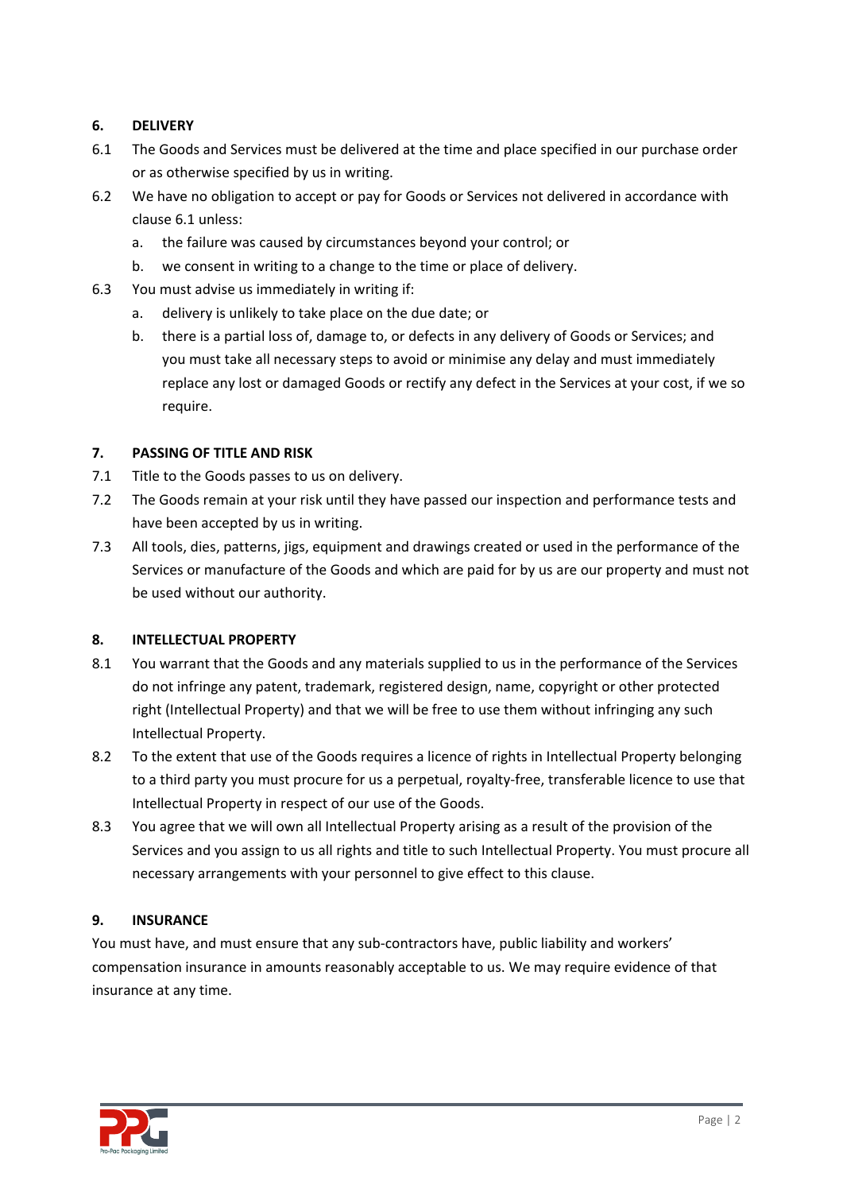## 6. DELIVERY

6.1 The Goods and Services must be delivered at the time and place specified in our purchase order or as otherwise specified by us in writing.

6.2 We have no obligation to accept or pay for Goods or Services not delivered in accordance with clause 6.1 unless:

   a. the failure was caused by circumstances beyond your control; or

   b. we consent in writing to a change to the time or place of delivery.

6.3 You must advise us immediately in writing if:

   a. delivery is unlikely to take place on the due date; or

   b. there is a partial loss of, damage to, or defects in any delivery of Goods or Services; and you must take all necessary steps to avoid or minimise any delay and must immediately replace any lost or damaged Goods or rectify any defect in the Services at your cost, if we so require.

## 7. PASSING OF TITLE AND RISK

7.1 Title to the Goods passes to us on delivery.

7.2 The Goods remain at your risk until they have passed our inspection and performance tests and have been accepted by us in writing.

7.3 All tools, dies, patterns, jigs, equipment and drawings created or used in the performance of the Services or manufacture of the Goods and which are paid for by us are our property and must not be used without our authority.

## 8. INTELLECTUAL PROPERTY

8.1 You warrant that the Goods and any materials supplied to us in the performance of the Services do not infringe any patent, trademark, registered design, name, copyright or other protected right (Intellectual Property) and that we will be free to use them without infringing any such Intellectual Property.

8.2 To the extent that use of the Goods requires a licence of rights in Intellectual Property belonging to a third party you must procure for us a perpetual, royalty-free, transferable licence to use that Intellectual Property in respect of our use of the Goods.

8.3 You agree that we will own all Intellectual Property arising as a result of the provision of the Services and you assign to us all rights and title to such Intellectual Property. You must procure all necessary arrangements with your personnel to give effect to this clause.

## 9. INSURANCE

You must have, and must ensure that any sub-contractors have, public liability and workers' compensation insurance in amounts reasonably acceptable to us. We may require evidence of that insurance at any time.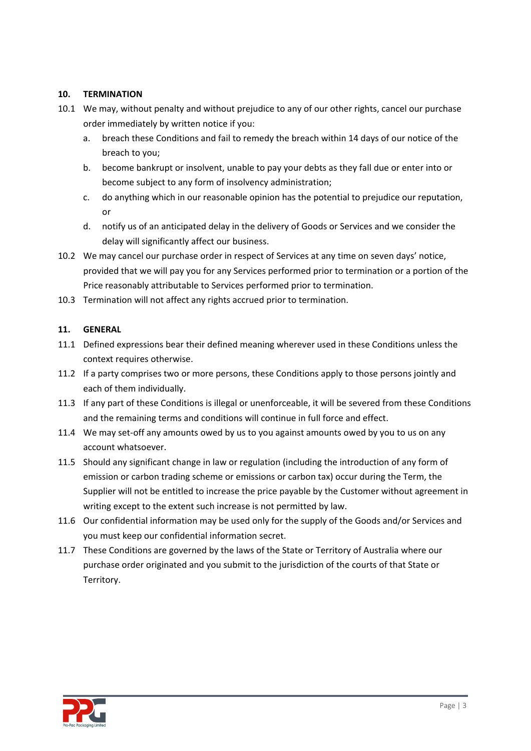## 10. TERMINATION

10.1 We may, without penalty and without prejudice to any of our other rights, cancel our purchase order immediately by written notice if you:

a. breach these Conditions and fail to remedy the breach within 14 days of our notice of the breach to you;

b. become bankrupt or insolvent, unable to pay your debts as they fall due or enter into or become subject to any form of insolvency administration;

c. do anything which in our reasonable opinion has the potential to prejudice our reputation, or

d. notify us of an anticipated delay in the delivery of Goods or Services and we consider the delay will significantly affect our business.

10.2 We may cancel our purchase order in respect of Services at any time on seven days' notice, provided that we will pay you for any Services performed prior to termination or a portion of the Price reasonably attributable to Services performed prior to termination.

10.3 Termination will not affect any rights accrued prior to termination.

## 11. GENERAL

11.1 Defined expressions bear their defined meaning wherever used in these Conditions unless the context requires otherwise.

11.2 If a party comprises two or more persons, these Conditions apply to those persons jointly and each of them individually.

11.3 If any part of these Conditions is illegal or unenforceable, it will be severed from these Conditions and the remaining terms and conditions will continue in full force and effect.

11.4 We may set-off any amounts owed by us to you against amounts owed by you to us on any account whatsoever.

11.5 Should any significant change in law or regulation (including the introduction of any form of emission or carbon trading scheme or emissions or carbon tax) occur during the Term, the Supplier will not be entitled to increase the price payable by the Customer without agreement in writing except to the extent such increase is not permitted by law.

11.6 Our confidential information may be used only for the supply of the Goods and/or Services and you must keep our confidential information secret.

11.7 These Conditions are governed by the laws of the State or Territory of Australia where our purchase order originated and you submit to the jurisdiction of the courts of that State or Territory.